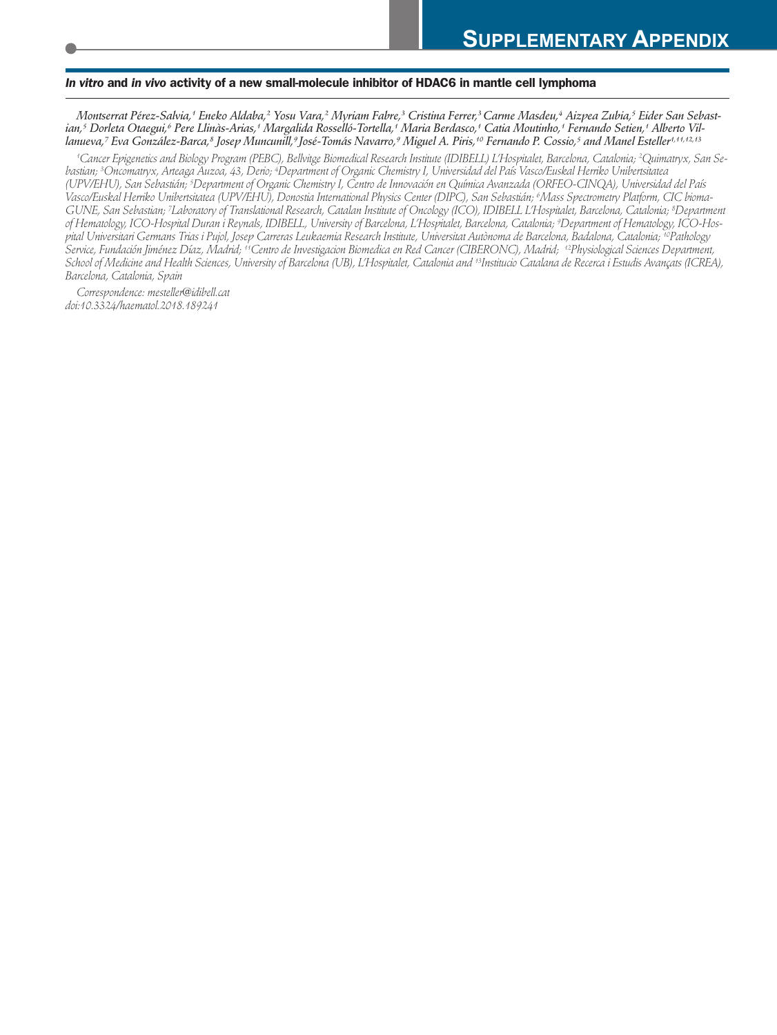# SUPPLEMENTARY APPENDIX

## *In vitro* and *in vivo* activity of a new small-molecule inhibitor of HDAC6 in mantle cell lymphoma

*Montserrat Pérez-Salvia,[1] Eneko Aldaba,[2] Yosu Vara,[2] Myriam Fabre,[3] Cristina Ferrer,[3] Carme Masdeu,[4] Aizpea Zubia,[5] Eider San Sebastian,[5] Dorleta Otaegui,[6] Pere Llinàs-Arias,[1] Margalida Rosselló-Tortella,[1] Maria Berdasco,[1] Catia Moutinho,[1] Fernando Setien,[1] Alberto Villanueva,[7] Eva González-Barca,[8] Josep Muncunill,[9] José-Tomás Navarro,[9] Miguel A. Piris,[10] Fernando P. Cossio,[5] and Manel Esteller[1,11,12,13]*

*[1]Cancer Epigenetics and Biology Program (PEBC), Bellvitge Biomedical Research Institute (IDIBELL) L'Hospitalet, Barcelona, Catalonia; [2]Quimatryx, San Sebastian; [3]Oncomatryx, Arteaga Auzoa, 43, Derio; [4]Department of Organic Chemistry I, Universidad del País Vasco/Euskal Herriko Unibertsitatea (UPV/EHU), San Sebastián; [5]Department of Organic Chemistry I, Centro de Innovación en Química Avanzada (ORFEO-CINQA), Universidad del País Vasco/Euskal Herriko Unibertsitatea (UPV/EHU), Donostia International Physics Center (DIPC), San Sebastián; [6]Mass Spectrometry Platform, CIC biomaGUNE, San Sebastian; [7]Laboratory of Translational Research, Catalan Institute of Oncology (ICO), IDIBELL L'Hospitalet, Barcelona, Catalonia; [8]Department of Hematology, ICO-Hospital Duran i Reynals, IDIBELL, University of Barcelona, L'Hospitalet, Barcelona, Catalonia; [9]Department of Hematology, ICO-Hospital Universitari Germans Trias i Pujol, Josep Carreras Leukaemia Research Institute, Universitat Autònoma de Barcelona, Badalona, Catalonia; [10]Pathology Service, Fundación Jiménez Díaz, Madrid; [11]Centro de Investigacion Biomedica en Red Cancer (CIBERONC), Madrid; [12]Physiological Sciences Department, School of Medicine and Health Sciences, University of Barcelona (UB), L'Hospitalet, Catalonia and [13]Institucio Catalana de Recerca i Estudis Avançats (ICREA), Barcelona, Catalonia, Spain*

*Correspondence: mesteller@idibell.cat*
*doi:10.3324/haematol.2018.189241*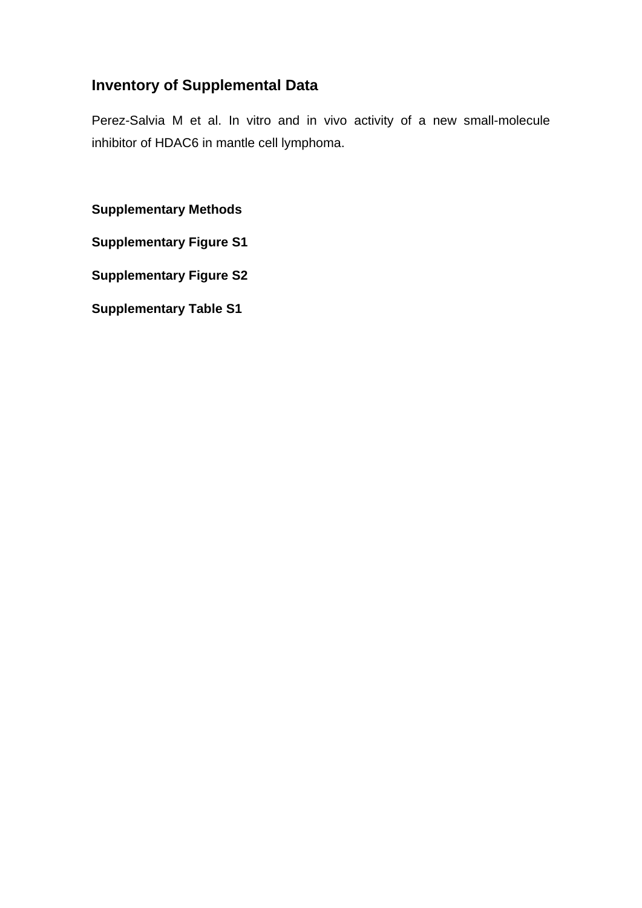## Inventory of Supplemental Data

Perez-Salvia M et al. In vitro and in vivo activity of a new small-molecule inhibitor of HDAC6 in mantle cell lymphoma.

**Supplementary Methods**

**Supplementary Figure S1**

**Supplementary Figure S2**

**Supplementary Table S1**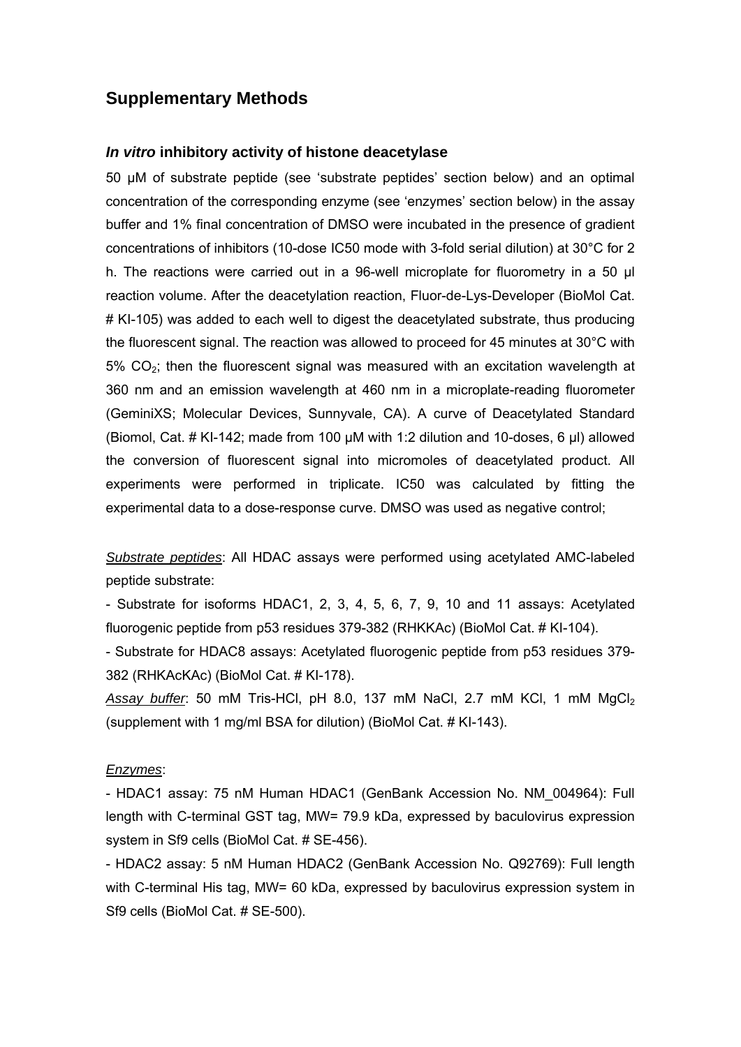## Supplementary Methods

### *In vitro* inhibitory activity of histone deacetylase

50 μM of substrate peptide (see 'substrate peptides' section below) and an optimal concentration of the corresponding enzyme (see 'enzymes' section below) in the assay buffer and 1% final concentration of DMSO were incubated in the presence of gradient concentrations of inhibitors (10-dose IC50 mode with 3-fold serial dilution) at 30°C for 2 h. The reactions were carried out in a 96-well microplate for fluorometry in a 50 μl reaction volume. After the deacetylation reaction, Fluor-de-Lys-Developer (BioMol Cat. # KI-105) was added to each well to digest the deacetylated substrate, thus producing the fluorescent signal. The reaction was allowed to proceed for 45 minutes at 30°C with 5% $CO_2$; then the fluorescent signal was measured with an excitation wavelength at 360 nm and an emission wavelength at 460 nm in a microplate-reading fluorometer (GeminiXS; Molecular Devices, Sunnyvale, CA). A curve of Deacetylated Standard (Biomol, Cat. # KI-142; made from 100 μM with 1:2 dilution and 10-doses, 6 μl) allowed the conversion of fluorescent signal into micromoles of deacetylated product. All experiments were performed in triplicate. IC50 was calculated by fitting the experimental data to a dose-response curve. DMSO was used as negative control;

*Substrate peptides*: All HDAC assays were performed using acetylated AMC-labeled peptide substrate:

- Substrate for isoforms HDAC1, 2, 3, 4, 5, 6, 7, 9, 10 and 11 assays: Acetylated fluorogenic peptide from p53 residues 379-382 (RHKKAc) (BioMol Cat. # KI-104).
- Substrate for HDAC8 assays: Acetylated fluorogenic peptide from p53 residues 379-382 (RHKAcKAc) (BioMol Cat. # KI-178).

*Assay buffer*: 50 mM Tris-HCl, pH 8.0, 137 mM NaCl, 2.7 mM KCl, 1 mM $MgCl_2$ (supplement with 1 mg/ml BSA for dilution) (BioMol Cat. # KI-143).

*Enzymes*:

- HDAC1 assay: 75 nM Human HDAC1 (GenBank Accession No. NM_004964): Full length with C-terminal GST tag, MW= 79.9 kDa, expressed by baculovirus expression system in Sf9 cells (BioMol Cat. # SE-456).
- HDAC2 assay: 5 nM Human HDAC2 (GenBank Accession No. Q92769): Full length with C-terminal His tag, MW= 60 kDa, expressed by baculovirus expression system in Sf9 cells (BioMol Cat. # SE-500).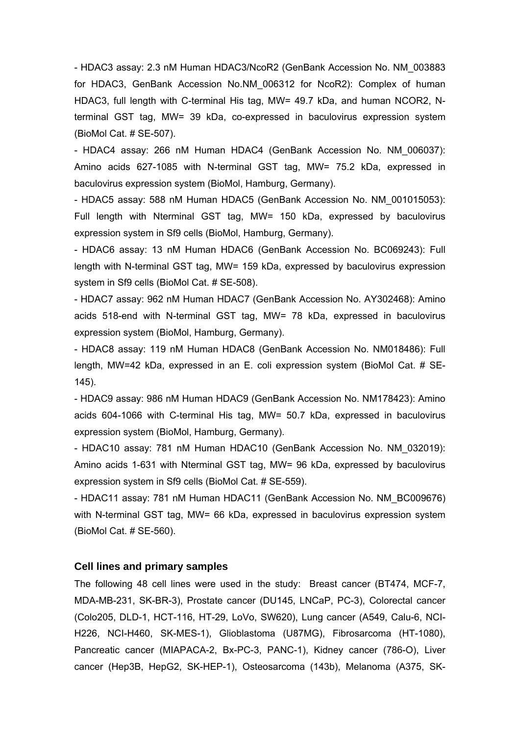- HDAC3 assay: 2.3 nM Human HDAC3/NcoR2 (GenBank Accession No. NM_003883 for HDAC3, GenBank Accession No.NM_006312 for NcoR2): Complex of human HDAC3, full length with C-terminal His tag, MW= 49.7 kDa, and human NCOR2, N-terminal GST tag, MW= 39 kDa, co-expressed in baculovirus expression system (BioMol Cat. # SE-507).

- HDAC4 assay: 266 nM Human HDAC4 (GenBank Accession No. NM_006037): Amino acids 627-1085 with N-terminal GST tag, MW= 75.2 kDa, expressed in baculovirus expression system (BioMol, Hamburg, Germany).

- HDAC5 assay: 588 nM Human HDAC5 (GenBank Accession No. NM_001015053): Full length with Nterminal GST tag, MW= 150 kDa, expressed by baculovirus expression system in Sf9 cells (BioMol, Hamburg, Germany).

- HDAC6 assay: 13 nM Human HDAC6 (GenBank Accession No. BC069243): Full length with N-terminal GST tag, MW= 159 kDa, expressed by baculovirus expression system in Sf9 cells (BioMol Cat. # SE-508).

- HDAC7 assay: 962 nM Human HDAC7 (GenBank Accession No. AY302468): Amino acids 518-end with N-terminal GST tag, MW= 78 kDa, expressed in baculovirus expression system (BioMol, Hamburg, Germany).

- HDAC8 assay: 119 nM Human HDAC8 (GenBank Accession No. NM018486): Full length, MW=42 kDa, expressed in an E. coli expression system (BioMol Cat. # SE-145).

- HDAC9 assay: 986 nM Human HDAC9 (GenBank Accession No. NM178423): Amino acids 604-1066 with C-terminal His tag, MW= 50.7 kDa, expressed in baculovirus expression system (BioMol, Hamburg, Germany).

- HDAC10 assay: 781 nM Human HDAC10 (GenBank Accession No. NM_032019): Amino acids 1-631 with Nterminal GST tag, MW= 96 kDa, expressed by baculovirus expression system in Sf9 cells (BioMol Cat. # SE-559).

- HDAC11 assay: 781 nM Human HDAC11 (GenBank Accession No. NM_BC009676) with N-terminal GST tag, MW= 66 kDa, expressed in baculovirus expression system (BioMol Cat. # SE-560).

### Cell lines and primary samples

The following 48 cell lines were used in the study: Breast cancer (BT474, MCF-7, MDA-MB-231, SK-BR-3), Prostate cancer (DU145, LNCaP, PC-3), Colorectal cancer (Colo205, DLD-1, HCT-116, HT-29, LoVo, SW620), Lung cancer (A549, Calu-6, NCI-H226, NCI-H460, SK-MES-1), Glioblastoma (U87MG), Fibrosarcoma (HT-1080), Pancreatic cancer (MIAPACA-2, Bx-PC-3, PANC-1), Kidney cancer (786-O), Liver cancer (Hep3B, HepG2, SK-HEP-1), Osteosarcoma (143b), Melanoma (A375, SK-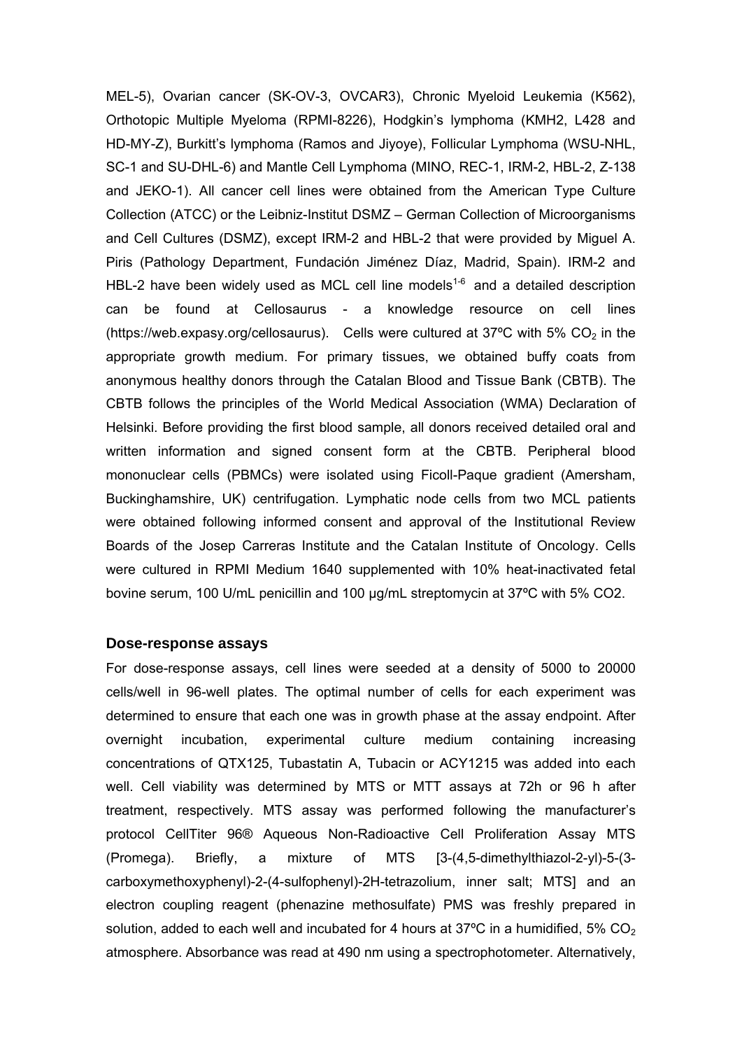MEL-5), Ovarian cancer (SK-OV-3, OVCAR3), Chronic Myeloid Leukemia (K562), Orthotopic Multiple Myeloma (RPMI-8226), Hodgkin's lymphoma (KMH2, L428 and HD-MY-Z), Burkitt's lymphoma (Ramos and Jiyoye), Follicular Lymphoma (WSU-NHL, SC-1 and SU-DHL-6) and Mantle Cell Lymphoma (MINO, REC-1, IRM-2, HBL-2, Z-138 and JEKO-1). All cancer cell lines were obtained from the American Type Culture Collection (ATCC) or the Leibniz-Institut DSMZ – German Collection of Microorganisms and Cell Cultures (DSMZ), except IRM-2 and HBL-2 that were provided by Miguel A. Piris (Pathology Department, Fundación Jiménez Díaz, Madrid, Spain). IRM-2 and HBL-2 have been widely used as MCL cell line models[1-6] and a detailed description can be found at Cellosaurus - a knowledge resource on cell lines (https://web.expasy.org/cellosaurus). Cells were cultured at 37ºC with 5% $CO_2$ in the appropriate growth medium. For primary tissues, we obtained buffy coats from anonymous healthy donors through the Catalan Blood and Tissue Bank (CBTB). The CBTB follows the principles of the World Medical Association (WMA) Declaration of Helsinki. Before providing the first blood sample, all donors received detailed oral and written information and signed consent form at the CBTB. Peripheral blood mononuclear cells (PBMCs) were isolated using Ficoll-Paque gradient (Amersham, Buckinghamshire, UK) centrifugation. Lymphatic node cells from two MCL patients were obtained following informed consent and approval of the Institutional Review Boards of the Josep Carreras Institute and the Catalan Institute of Oncology. Cells were cultured in RPMI Medium 1640 supplemented with 10% heat-inactivated fetal bovine serum, 100 U/mL penicillin and 100 µg/mL streptomycin at 37ºC with 5% CO2.

### Dose-response assays

For dose-response assays, cell lines were seeded at a density of 5000 to 20000 cells/well in 96-well plates. The optimal number of cells for each experiment was determined to ensure that each one was in growth phase at the assay endpoint. After overnight incubation, experimental culture medium containing increasing concentrations of QTX125, Tubastatin A, Tubacin or ACY1215 was added into each well. Cell viability was determined by MTS or MTT assays at 72h or 96 h after treatment, respectively. MTS assay was performed following the manufacturer's protocol CellTiter 96® Aqueous Non-Radioactive Cell Proliferation Assay MTS (Promega). Briefly, a mixture of MTS [3-(4,5-dimethylthiazol-2-yl)-5-(3-carboxymethoxyphenyl)-2-(4-sulfophenyl)-2H-tetrazolium, inner salt; MTS] and an electron coupling reagent (phenazine methosulfate) PMS was freshly prepared in solution, added to each well and incubated for 4 hours at 37ºC in a humidified, 5% $CO_2$ atmosphere. Absorbance was read at 490 nm using a spectrophotometer. Alternatively,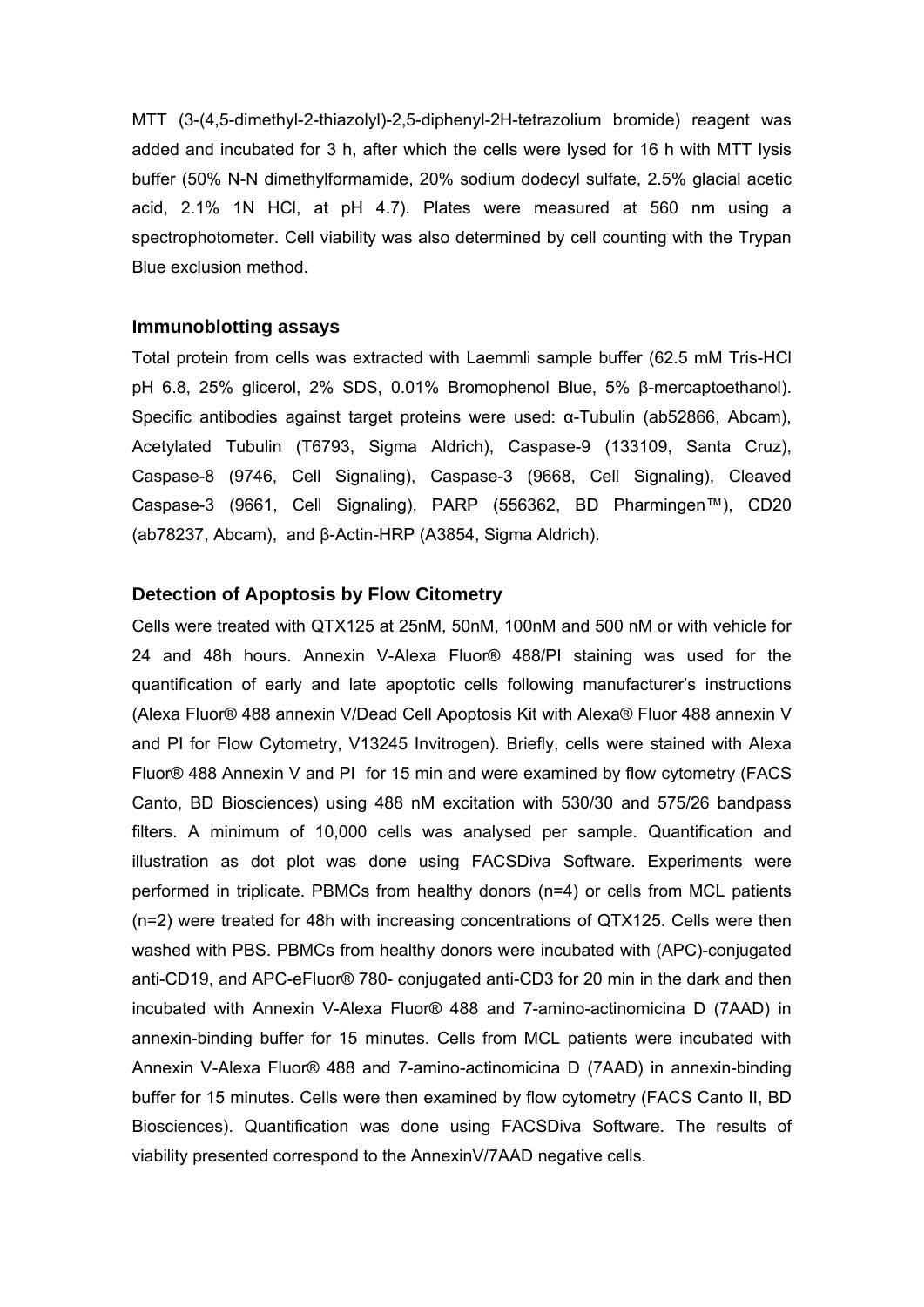MTT (3-(4,5-dimethyl-2-thiazolyl)-2,5-diphenyl-2H-tetrazolium bromide) reagent was added and incubated for 3 h, after which the cells were lysed for 16 h with MTT lysis buffer (50% N-N dimethylformamide, 20% sodium dodecyl sulfate, 2.5% glacial acetic acid, 2.1% 1N HCl, at pH 4.7). Plates were measured at 560 nm using a spectrophotometer. Cell viability was also determined by cell counting with the Trypan Blue exclusion method.

### Immunoblotting assays

Total protein from cells was extracted with Laemmli sample buffer (62.5 mM Tris-HCl pH 6.8, 25% glicerol, 2% SDS, 0.01% Bromophenol Blue, 5% β-mercaptoethanol). Specific antibodies against target proteins were used: α-Tubulin (ab52866, Abcam), Acetylated Tubulin (T6793, Sigma Aldrich), Caspase-9 (133109, Santa Cruz), Caspase-8 (9746, Cell Signaling), Caspase-3 (9668, Cell Signaling), Cleaved Caspase-3 (9661, Cell Signaling), PARP (556362, BD Pharmingen™), CD20 (ab78237, Abcam), and β-Actin-HRP (A3854, Sigma Aldrich).

### Detection of Apoptosis by Flow Citometry

Cells were treated with QTX125 at 25nM, 50nM, 100nM and 500 nM or with vehicle for 24 and 48h hours. Annexin V-Alexa Fluor® 488/PI staining was used for the quantification of early and late apoptotic cells following manufacturer's instructions (Alexa Fluor® 488 annexin V/Dead Cell Apoptosis Kit with Alexa® Fluor 488 annexin V and PI for Flow Cytometry, V13245 Invitrogen). Briefly, cells were stained with Alexa Fluor® 488 Annexin V and PI for 15 min and were examined by flow cytometry (FACS Canto, BD Biosciences) using 488 nM excitation with 530/30 and 575/26 bandpass filters. A minimum of 10,000 cells was analysed per sample. Quantification and illustration as dot plot was done using FACSDiva Software. Experiments were performed in triplicate. PBMCs from healthy donors (n=4) or cells from MCL patients (n=2) were treated for 48h with increasing concentrations of QTX125. Cells were then washed with PBS. PBMCs from healthy donors were incubated with (APC)-conjugated anti-CD19, and APC-eFluor® 780- conjugated anti-CD3 for 20 min in the dark and then incubated with Annexin V-Alexa Fluor® 488 and 7-amino-actinomicina D (7AAD) in annexin-binding buffer for 15 minutes. Cells from MCL patients were incubated with Annexin V-Alexa Fluor® 488 and 7-amino-actinomicina D (7AAD) in annexin-binding buffer for 15 minutes. Cells were then examined by flow cytometry (FACS Canto II, BD Biosciences). Quantification was done using FACSDiva Software. The results of viability presented correspond to the AnnexinV/7AAD negative cells.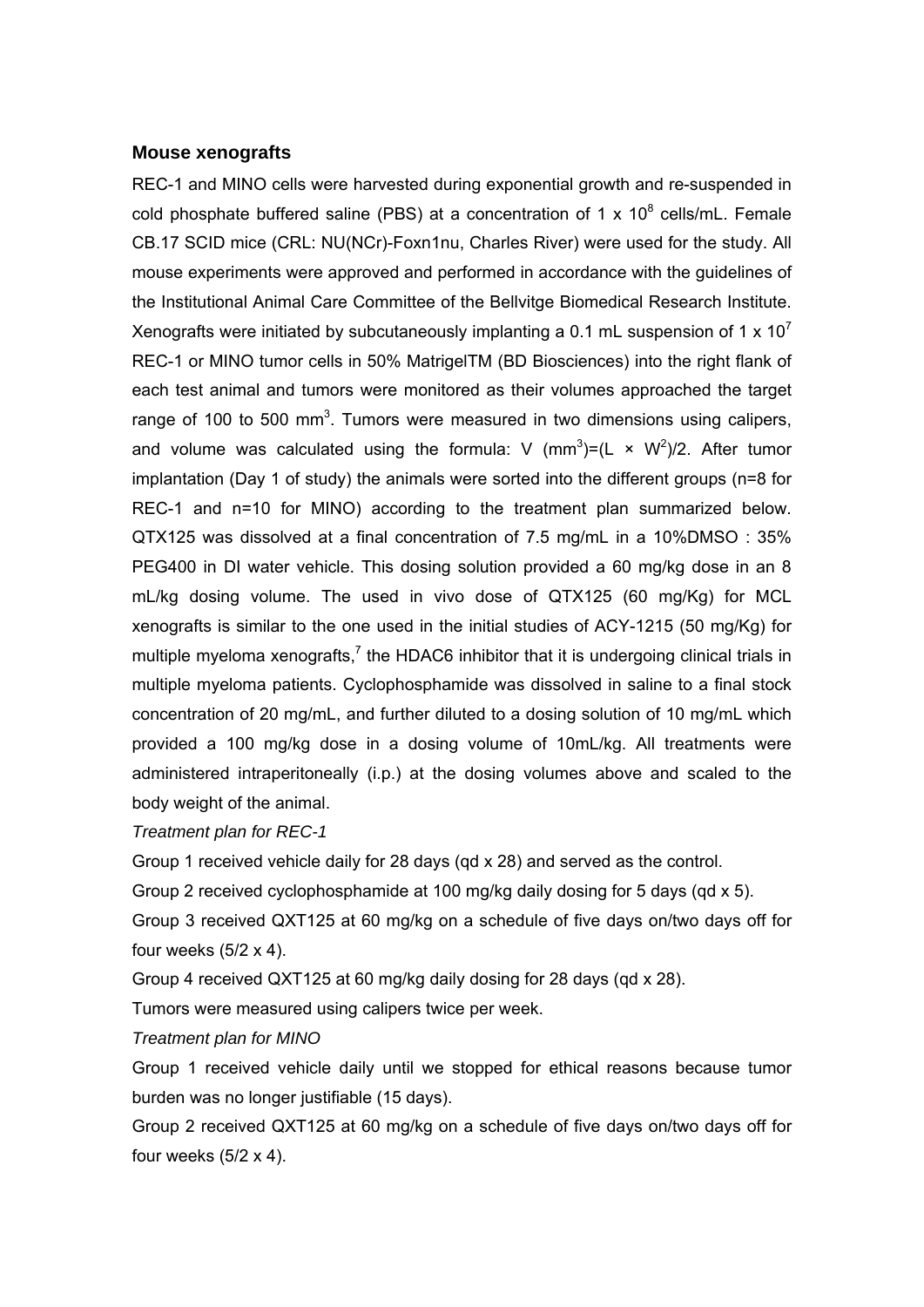### Mouse xenografts

REC-1 and MINO cells were harvested during exponential growth and re-suspended in cold phosphate buffered saline (PBS) at a concentration of 1 x $10^8$ cells/mL. Female CB.17 SCID mice (CRL: NU(NCr)-Foxn1nu, Charles River) were used for the study. All mouse experiments were approved and performed in accordance with the guidelines of the Institutional Animal Care Committee of the Bellvitge Biomedical Research Institute. Xenografts were initiated by subcutaneously implanting a 0.1 mL suspension of 1 x $10^7$ REC-1 or MINO tumor cells in 50% MatrigelTM (BD Biosciences) into the right flank of each test animal and tumors were monitored as their volumes approached the target range of 100 to 500 $mm^3$. Tumors were measured in two dimensions using calipers, and volume was calculated using the formula: $V\ (mm^3) = (L \times W^2)/2$. After tumor implantation (Day 1 of study) the animals were sorted into the different groups (n=8 for REC-1 and n=10 for MINO) according to the treatment plan summarized below. QTX125 was dissolved at a final concentration of 7.5 mg/mL in a 10%DMSO : 35% PEG400 in DI water vehicle. This dosing solution provided a 60 mg/kg dose in an 8 mL/kg dosing volume. The used in vivo dose of QTX125 (60 mg/Kg) for MCL xenografts is similar to the one used in the initial studies of ACY-1215 (50 mg/Kg) for multiple myeloma xenografts,[7] the HDAC6 inhibitor that it is undergoing clinical trials in multiple myeloma patients. Cyclophosphamide was dissolved in saline to a final stock concentration of 20 mg/mL, and further diluted to a dosing solution of 10 mg/mL which provided a 100 mg/kg dose in a dosing volume of 10mL/kg. All treatments were administered intraperitoneally (i.p.) at the dosing volumes above and scaled to the body weight of the animal.

*Treatment plan for REC-1*

Group 1 received vehicle daily for 28 days (qd x 28) and served as the control.

Group 2 received cyclophosphamide at 100 mg/kg daily dosing for 5 days (qd x 5).

Group 3 received QXT125 at 60 mg/kg on a schedule of five days on/two days off for four weeks (5/2 x 4).

Group 4 received QXT125 at 60 mg/kg daily dosing for 28 days (qd x 28).

Tumors were measured using calipers twice per week.

*Treatment plan for MINO*

Group 1 received vehicle daily until we stopped for ethical reasons because tumor burden was no longer justifiable (15 days).

Group 2 received QXT125 at 60 mg/kg on a schedule of five days on/two days off for four weeks (5/2 x 4).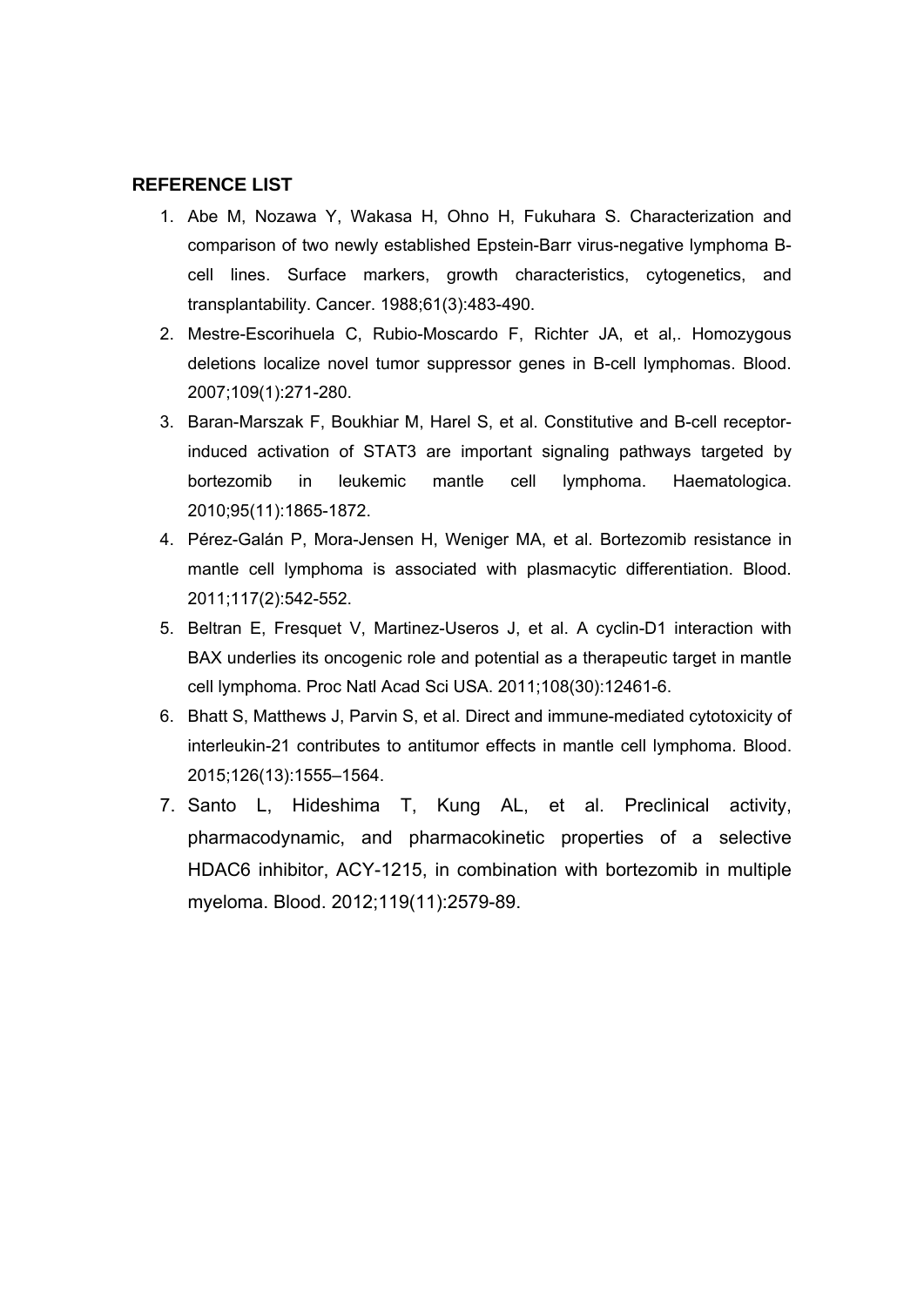## REFERENCE LIST

1. Abe M, Nozawa Y, Wakasa H, Ohno H, Fukuhara S. Characterization and comparison of two newly established Epstein-Barr virus-negative lymphoma B-cell lines. Surface markers, growth characteristics, cytogenetics, and transplantability. Cancer. 1988;61(3):483-490.
2. Mestre-Escorihuela C, Rubio-Moscardo F, Richter JA, et al,. Homozygous deletions localize novel tumor suppressor genes in B-cell lymphomas. Blood. 2007;109(1):271-280.
3. Baran-Marszak F, Boukhiar M, Harel S, et al. Constitutive and B-cell receptor-induced activation of STAT3 are important signaling pathways targeted by bortezomib in leukemic mantle cell lymphoma. Haematologica. 2010;95(11):1865-1872.
4. Pérez-Galán P, Mora-Jensen H, Weniger MA, et al. Bortezomib resistance in mantle cell lymphoma is associated with plasmacytic differentiation. Blood. 2011;117(2):542-552.
5. Beltran E, Fresquet V, Martinez-Useros J, et al. A cyclin-D1 interaction with BAX underlies its oncogenic role and potential as a therapeutic target in mantle cell lymphoma. Proc Natl Acad Sci USA. 2011;108(30):12461-6.
6. Bhatt S, Matthews J, Parvin S, et al. Direct and immune-mediated cytotoxicity of interleukin-21 contributes to antitumor effects in mantle cell lymphoma. Blood. 2015;126(13):1555–1564.
7. Santo L, Hideshima T, Kung AL, et al. Preclinical activity, pharmacodynamic, and pharmacokinetic properties of a selective HDAC6 inhibitor, ACY-1215, in combination with bortezomib in multiple myeloma. Blood. 2012;119(11):2579-89.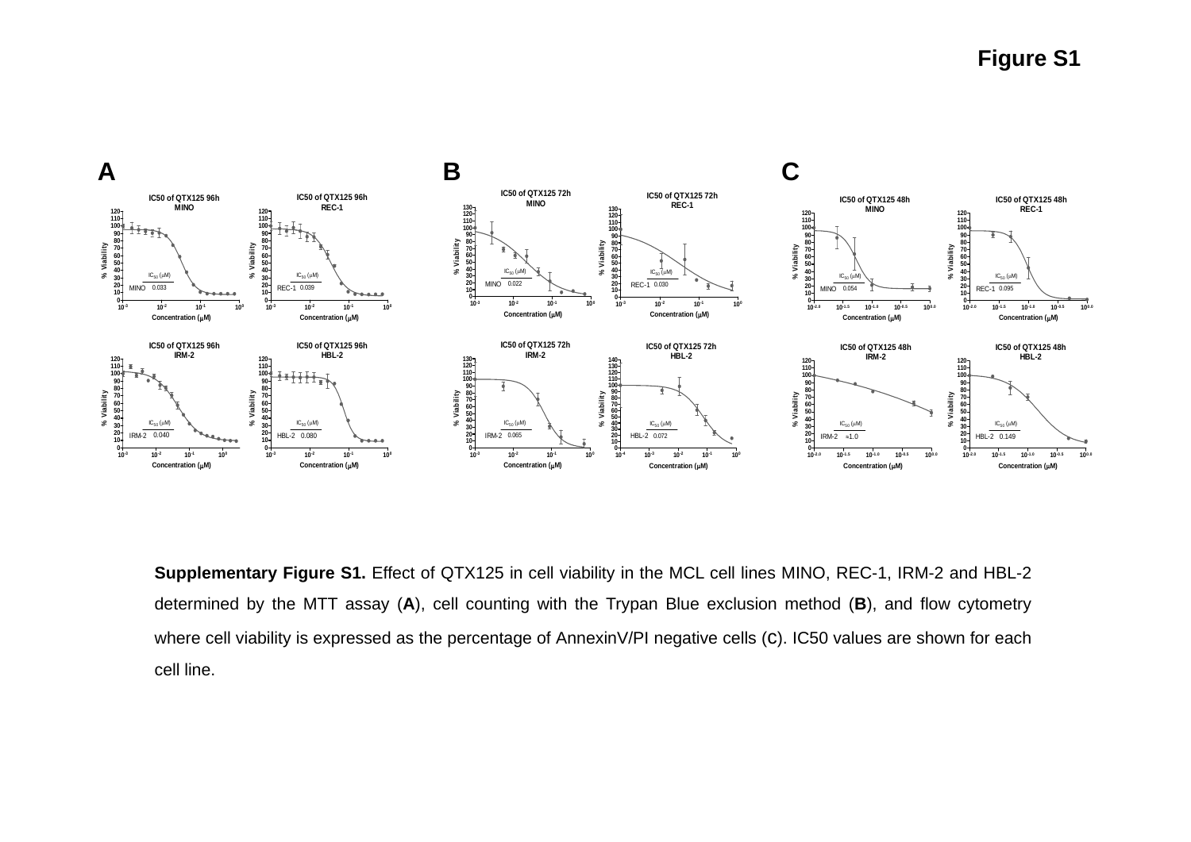# Figure S1

**Supplementary Figure S1.** Effect of QTX125 in cell viability in the MCL cell lines MINO, REC-1, IRM-2 and HBL-2 determined by the MTT assay (**A**), cell counting with the Trypan Blue exclusion method (**B**), and flow cytometry where cell viability is expressed as the percentage of AnnexinV/PI negative cells (**C**). IC50 values are shown for each cell line.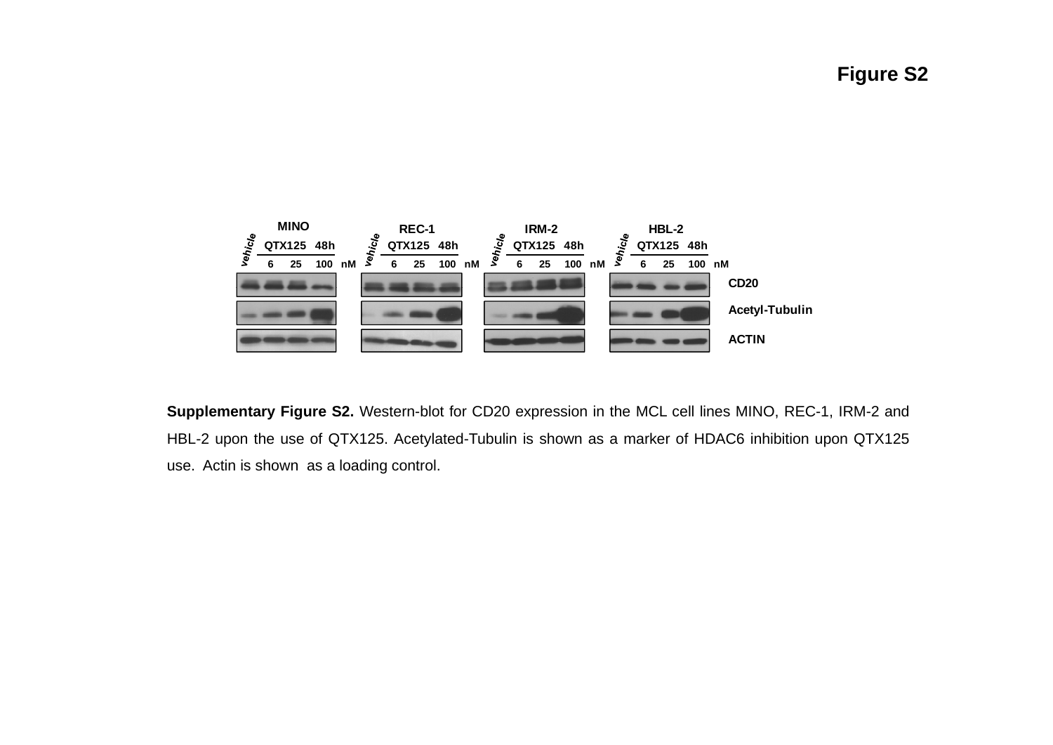# Figure S2

**Supplementary Figure S2.** Western-blot for CD20 expression in the MCL cell lines MINO, REC-1, IRM-2 and HBL-2 upon the use of QTX125. Acetylated-Tubulin is shown as a marker of HDAC6 inhibition upon QTX125 use. Actin is shown as a loading control.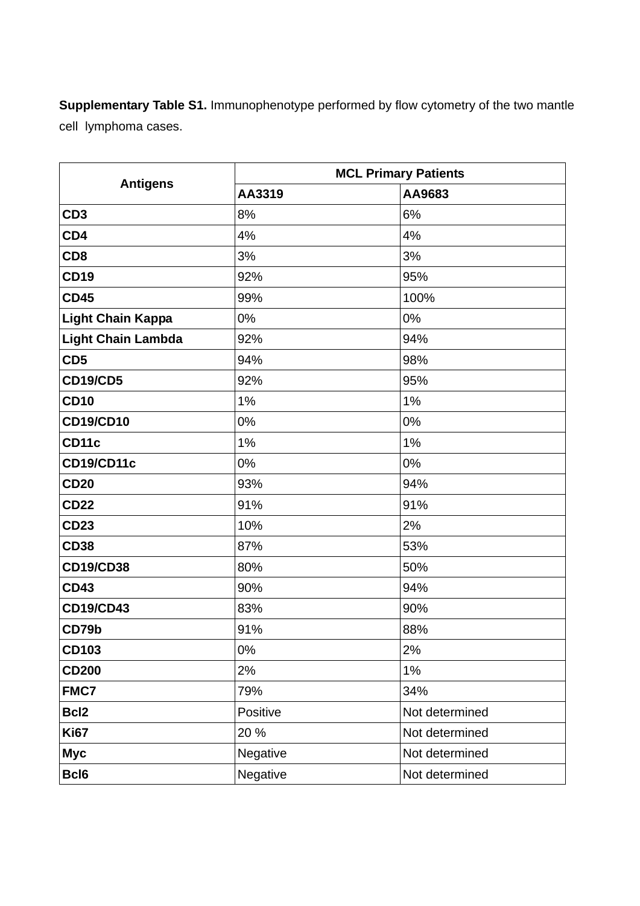**Supplementary Table S1.** Immunophenotype performed by flow cytometry of the two mantle cell lymphoma cases.

| Antigens | MCL Primary Patients | |
|---|---|---|
| | **AA3319** | **AA9683** |
| **CD3** | 8% | 6% |
| **CD4** | 4% | 4% |
| **CD8** | 3% | 3% |
| **CD19** | 92% | 95% |
| **CD45** | 99% | 100% |
| **Light Chain Kappa** | 0% | 0% |
| **Light Chain Lambda** | 92% | 94% |
| **CD5** | 94% | 98% |
| **CD19/CD5** | 92% | 95% |
| **CD10** | 1% | 1% |
| **CD19/CD10** | 0% | 0% |
| **CD11c** | 1% | 1% |
| **CD19/CD11c** | 0% | 0% |
| **CD20** | 93% | 94% |
| **CD22** | 91% | 91% |
| **CD23** | 10% | 2% |
| **CD38** | 87% | 53% |
| **CD19/CD38** | 80% | 50% |
| **CD43** | 90% | 94% |
| **CD19/CD43** | 83% | 90% |
| **CD79b** | 91% | 88% |
| **CD103** | 0% | 2% |
| **CD200** | 2% | 1% |
| **FMC7** | 79% | 34% |
| **Bcl2** | Positive | Not determined |
| **Ki67** | 20 % | Not determined |
| **Myc** | Negative | Not determined |
| **Bcl6** | Negative | Not determined |